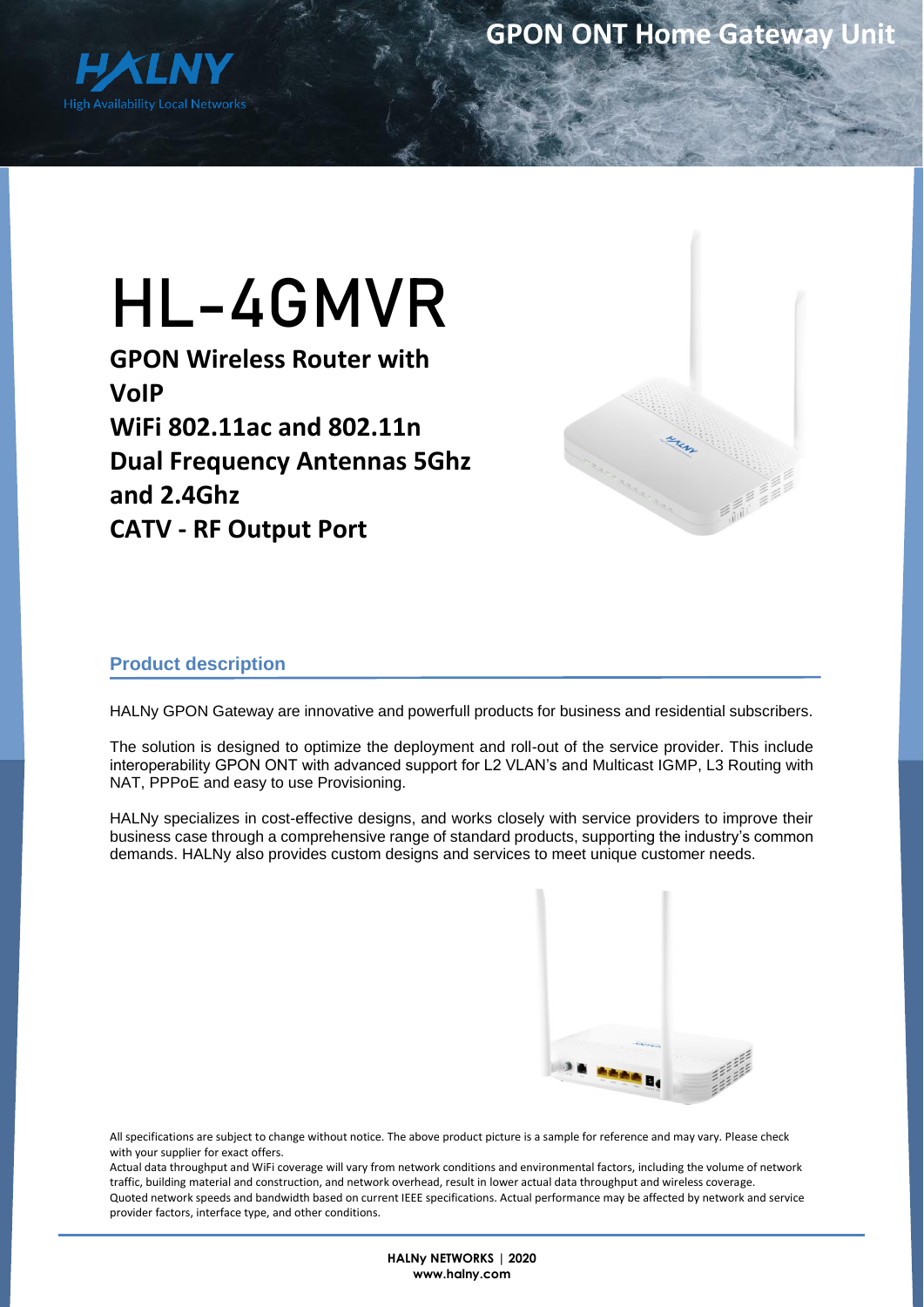GPON ONT Home Gateway Unit

# HL-4GMVR

**GPON Wireless Router with VoIP**
**WiFi 802.11ac and 802.11n**
**Dual Frequency Antennas 5Ghz and 2.4Ghz**
**CATV - RF Output Port**

## Product description

HALNy GPON Gateway are innovative and powerfull products for business and residential subscribers.

The solution is designed to optimize the deployment and roll-out of the service provider. This include interoperability GPON ONT with advanced support for L2 VLAN's and Multicast IGMP, L3 Routing with NAT, PPPoE and easy to use Provisioning.

HALNy specializes in cost-effective designs, and works closely with service providers to improve their business case through a comprehensive range of standard products, supporting the industry's common demands. HALNy also provides custom designs and services to meet unique customer needs.

All specifications are subject to change without notice. The above product picture is a sample for reference and may vary. Please check with your supplier for exact offers.
Actual data throughput and WiFi coverage will vary from network conditions and environmental factors, including the volume of network traffic, building material and construction, and network overhead, result in lower actual data throughput and wireless coverage.
Quoted network speeds and bandwidth based on current IEEE specifications. Actual performance may be affected by network and service provider factors, interface type, and other conditions.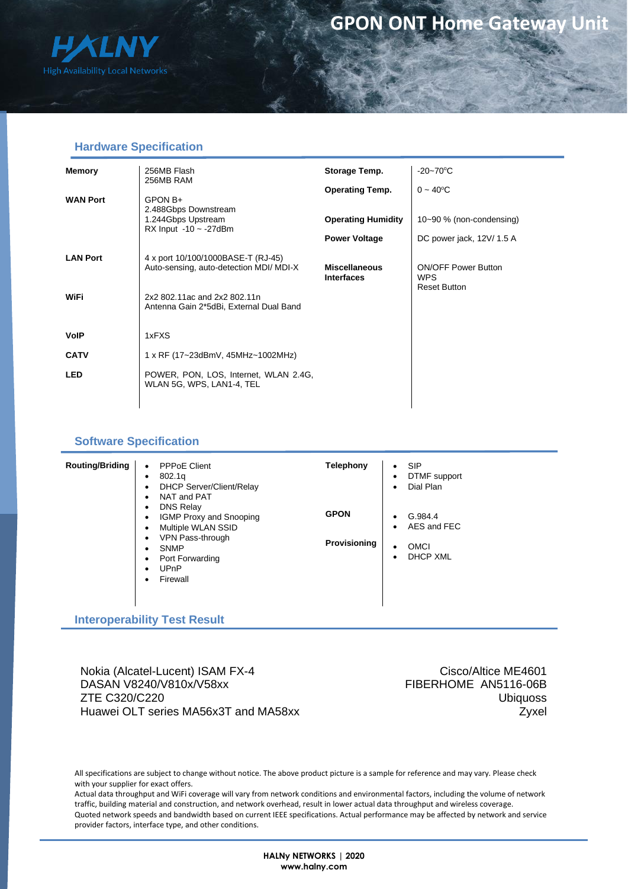# GPON ONT Home Gateway Unit

HALNY
High Availability Local Networks

## Hardware Specification

| | | | |
|---|---|---|---|
| **Memory** | 256MB Flash<br>256MB RAM | **Storage Temp.** | -20~70°C |
| | | **Operating Temp.** | 0 ~ 40°C |
| **WAN Port** | GPON B+<br>2.488Gbps Downstream<br>1.244Gbps Upstream<br>RX Input -10 ~ -27dBm | **Operating Humidity** | 10~90 % (non-condensing) |
| | | **Power Voltage** | DC power jack, 12V/ 1.5 A |
| **LAN Port** | 4 x port 10/100/1000BASE-T (RJ-45)<br>Auto-sensing, auto-detection MDI/ MDI-X | **Miscellaneous Interfaces** | ON/OFF Power Button<br>WPS<br>Reset Button |
| **WiFi** | 2x2 802.11ac and 2x2 802.11n<br>Antenna Gain 2*5dBi, External Dual Band | | |
| **VoIP** | 1xFXS | | |
| **CATV** | 1 x RF (17~23dBmV, 45MHz~1002MHz) | | |
| **LED** | POWER, PON, LOS, Internet, WLAN 2.4G, WLAN 5G, WPS, LAN1-4, TEL | | |

## Software Specification

| | | | |
|---|---|---|---|
| **Routing/Briding** | • PPPoE Client<br>• 802.1q<br>• DHCP Server/Client/Relay<br>• NAT and PAT<br>• DNS Relay<br>• IGMP Proxy and Snooping<br>• Multiple WLAN SSID<br>• VPN Pass-through<br>• SNMP<br>• Port Forwarding<br>• UPnP<br>• Firewall | **Telephony** | • SIP<br>• DTMF support<br>• Dial Plan |
| | | **GPON** | • G.984.4<br>• AES and FEC |
| | | **Provisioning** | • OMCI<br>• DHCP XML |

## Interoperability Test Result

Nokia (Alcatel-Lucent) ISAM FX-4
DASAN V8240/V810x/V58xx
ZTE C320/C220
Huawei OLT series MA56x3T and MA58xx

Cisco/Altice ME4601
FIBERHOME AN5116-06B
Ubiquoss
Zyxel

All specifications are subject to change without notice. The above product picture is a sample for reference and may vary. Please check with your supplier for exact offers.
Actual data throughput and WiFi coverage will vary from network conditions and environmental factors, including the volume of network traffic, building material and construction, and network overhead, result in lower actual data throughput and wireless coverage.
Quoted network speeds and bandwidth based on current IEEE specifications. Actual performance may be affected by network and service provider factors, interface type, and other conditions.

**HALNy NETWORKS** | **2020**
**www.halny.com**